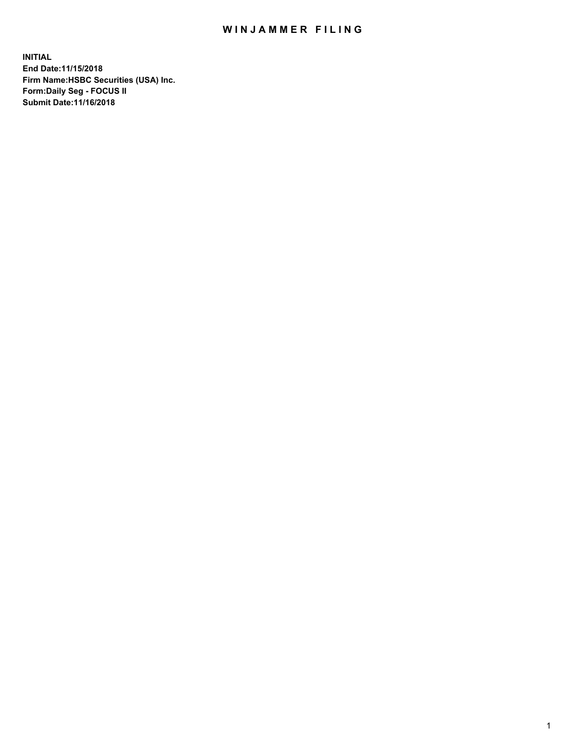# WINJAMMER FILING

**INITIAL**
**End Date:11/15/2018**
**Firm Name:HSBC Securities (USA) Inc.**
**Form:Daily Seg - FOCUS II**
**Submit Date:11/16/2018**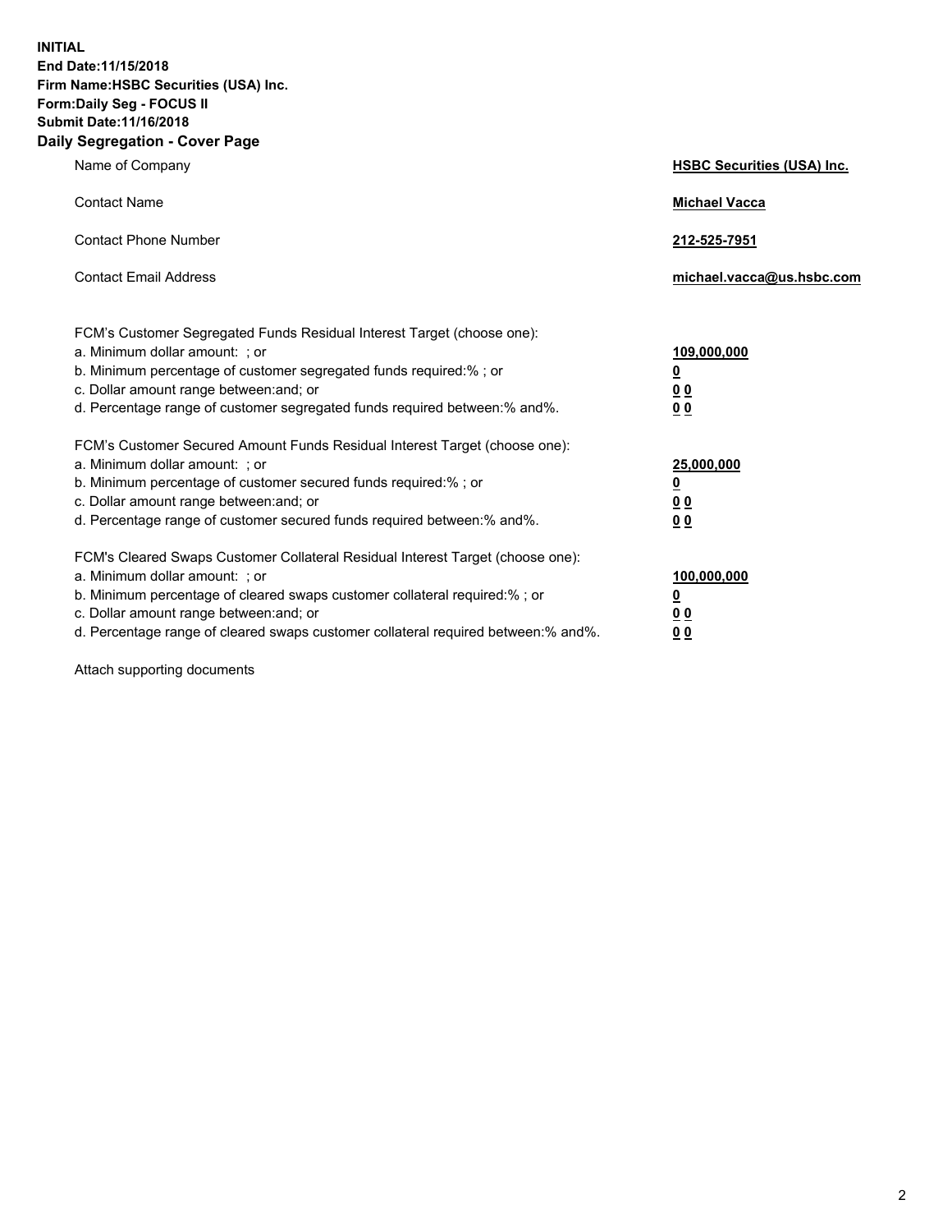**INITIAL**
**End Date:11/15/2018**
**Firm Name:HSBC Securities (USA) Inc.**
**Form:Daily Seg - FOCUS II**
**Submit Date:11/16/2018**

## Daily Segregation - Cover Page

| | |
|---|---|
| Name of Company | **HSBC Securities (USA) Inc.** |
| Contact Name | **Michael Vacca** |
| Contact Phone Number | **212-525-7951** |
| Contact Email Address | **michael.vacca@us.hsbc.com** |

| | |
|---|---|
| FCM's Customer Segregated Funds Residual Interest Target (choose one): | |
| a. Minimum dollar amount: ; or | **109,000,000** |
| b. Minimum percentage of customer segregated funds required:% ; or | **0** |
| c. Dollar amount range between:and; or | **0 0** |
| d. Percentage range of customer segregated funds required between:% and%. | **0 0** |
| FCM's Customer Secured Amount Funds Residual Interest Target (choose one): | |
| a. Minimum dollar amount: ; or | **25,000,000** |
| b. Minimum percentage of customer secured funds required:% ; or | **0** |
| c. Dollar amount range between:and; or | **0 0** |
| d. Percentage range of customer secured funds required between:% and%. | **0 0** |
| FCM's Cleared Swaps Customer Collateral Residual Interest Target (choose one): | |
| a. Minimum dollar amount: ; or | **100,000,000** |
| b. Minimum percentage of cleared swaps customer collateral required:% ; or | **0** |
| c. Dollar amount range between:and; or | **0 0** |
| d. Percentage range of cleared swaps customer collateral required between:% and%. | **0 0** |

Attach supporting documents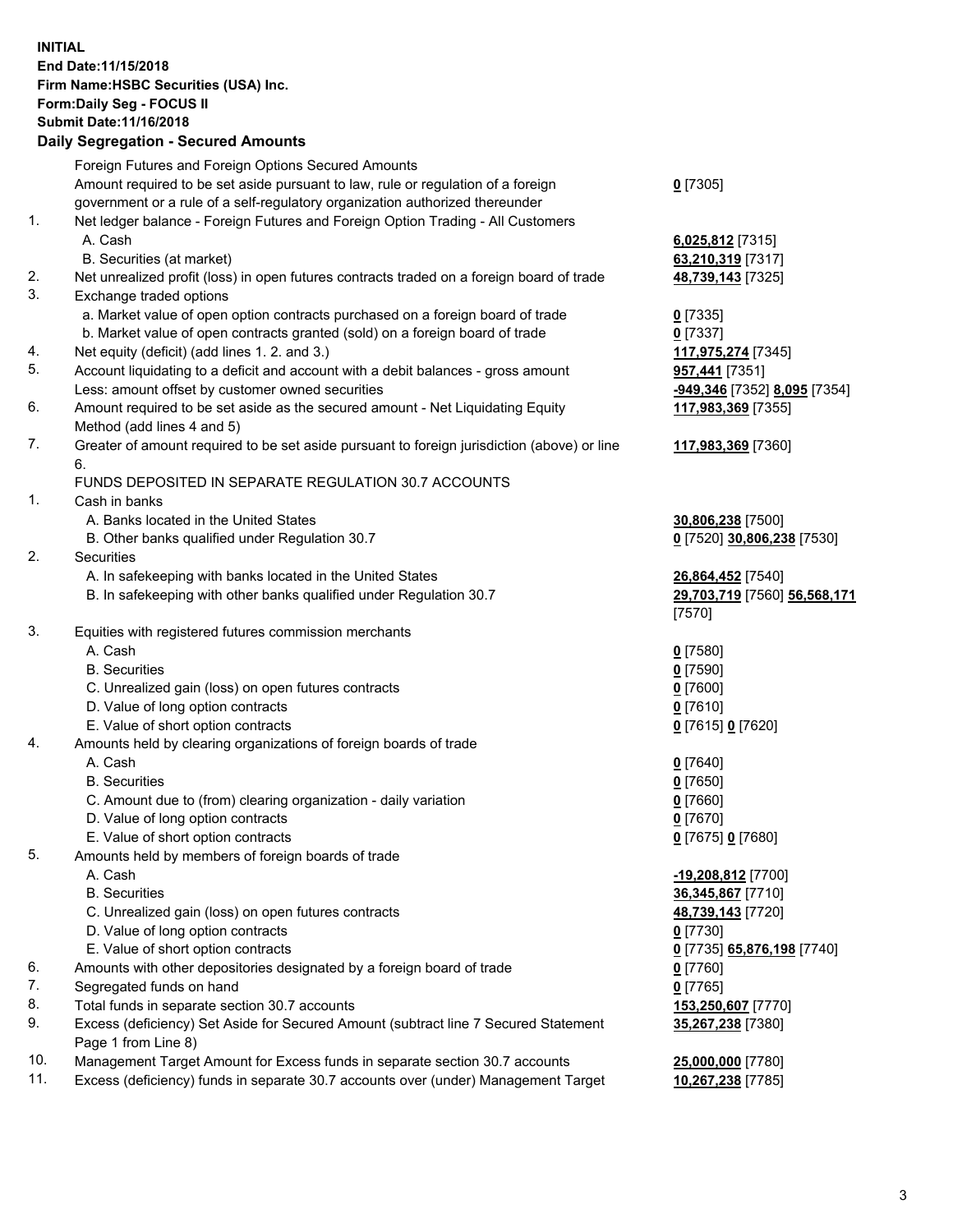**INITIAL**
**End Date:11/15/2018**
**Firm Name:HSBC Securities (USA) Inc.**
**Form:Daily Seg - FOCUS II**
**Submit Date:11/16/2018**
**Daily Segregation - Secured Amounts**

| | | |
|---|---|---|
| | Foreign Futures and Foreign Options Secured Amounts | |
| | Amount required to be set aside pursuant to law, rule or regulation of a foreign government or a rule of a self-regulatory organization authorized thereunder | **0** [7305] |
| 1. | Net ledger balance - Foreign Futures and Foreign Option Trading - All Customers | |
| | A. Cash | **6,025,812** [7315] |
| | B. Securities (at market) | **63,210,319** [7317] |
| 2. | Net unrealized profit (loss) in open futures contracts traded on a foreign board of trade | **48,739,143** [7325] |
| 3. | Exchange traded options | |
| | a. Market value of open option contracts purchased on a foreign board of trade | **0** [7335] |
| | b. Market value of open contracts granted (sold) on a foreign board of trade | **0** [7337] |
| 4. | Net equity (deficit) (add lines 1. 2. and 3.) | **117,975,274** [7345] |
| 5. | Account liquidating to a deficit and account with a debit balances - gross amount | **957,441** [7351] |
| | Less: amount offset by customer owned securities | **-949,346** [7352] **8,095** [7354] |
| 6. | Amount required to be set aside as the secured amount - Net Liquidating Equity Method (add lines 4 and 5) | **117,983,369** [7355] |
| 7. | Greater of amount required to be set aside pursuant to foreign jurisdiction (above) or line 6. | **117,983,369** [7360] |
| | FUNDS DEPOSITED IN SEPARATE REGULATION 30.7 ACCOUNTS | |
| 1. | Cash in banks | |
| | A. Banks located in the United States | **30,806,238** [7500] |
| | B. Other banks qualified under Regulation 30.7 | **0** [7520] **30,806,238** [7530] |
| 2. | Securities | |
| | A. In safekeeping with banks located in the United States | **26,864,452** [7540] |
| | B. In safekeeping with other banks qualified under Regulation 30.7 | **29,703,719** [7560] **56,568,171** [7570] |
| 3. | Equities with registered futures commission merchants | |
| | A. Cash | **0** [7580] |
| | B. Securities | **0** [7590] |
| | C. Unrealized gain (loss) on open futures contracts | **0** [7600] |
| | D. Value of long option contracts | **0** [7610] |
| | E. Value of short option contracts | **0** [7615] **0** [7620] |
| 4. | Amounts held by clearing organizations of foreign boards of trade | |
| | A. Cash | **0** [7640] |
| | B. Securities | **0** [7650] |
| | C. Amount due to (from) clearing organization - daily variation | **0** [7660] |
| | D. Value of long option contracts | **0** [7670] |
| | E. Value of short option contracts | **0** [7675] **0** [7680] |
| 5. | Amounts held by members of foreign boards of trade | |
| | A. Cash | **-19,208,812** [7700] |
| | B. Securities | **36,345,867** [7710] |
| | C. Unrealized gain (loss) on open futures contracts | **48,739,143** [7720] |
| | D. Value of long option contracts | **0** [7730] |
| | E. Value of short option contracts | **0** [7735] **65,876,198** [7740] |
| 6. | Amounts with other depositories designated by a foreign board of trade | **0** [7760] |
| 7. | Segregated funds on hand | **0** [7765] |
| 8. | Total funds in separate section 30.7 accounts | **153,250,607** [7770] |
| 9. | Excess (deficiency) Set Aside for Secured Amount (subtract line 7 Secured Statement Page 1 from Line 8) | **35,267,238** [7380] |
| 10. | Management Target Amount for Excess funds in separate section 30.7 accounts | **25,000,000** [7780] |
| 11. | Excess (deficiency) funds in separate 30.7 accounts over (under) Management Target | **10,267,238** [7785] |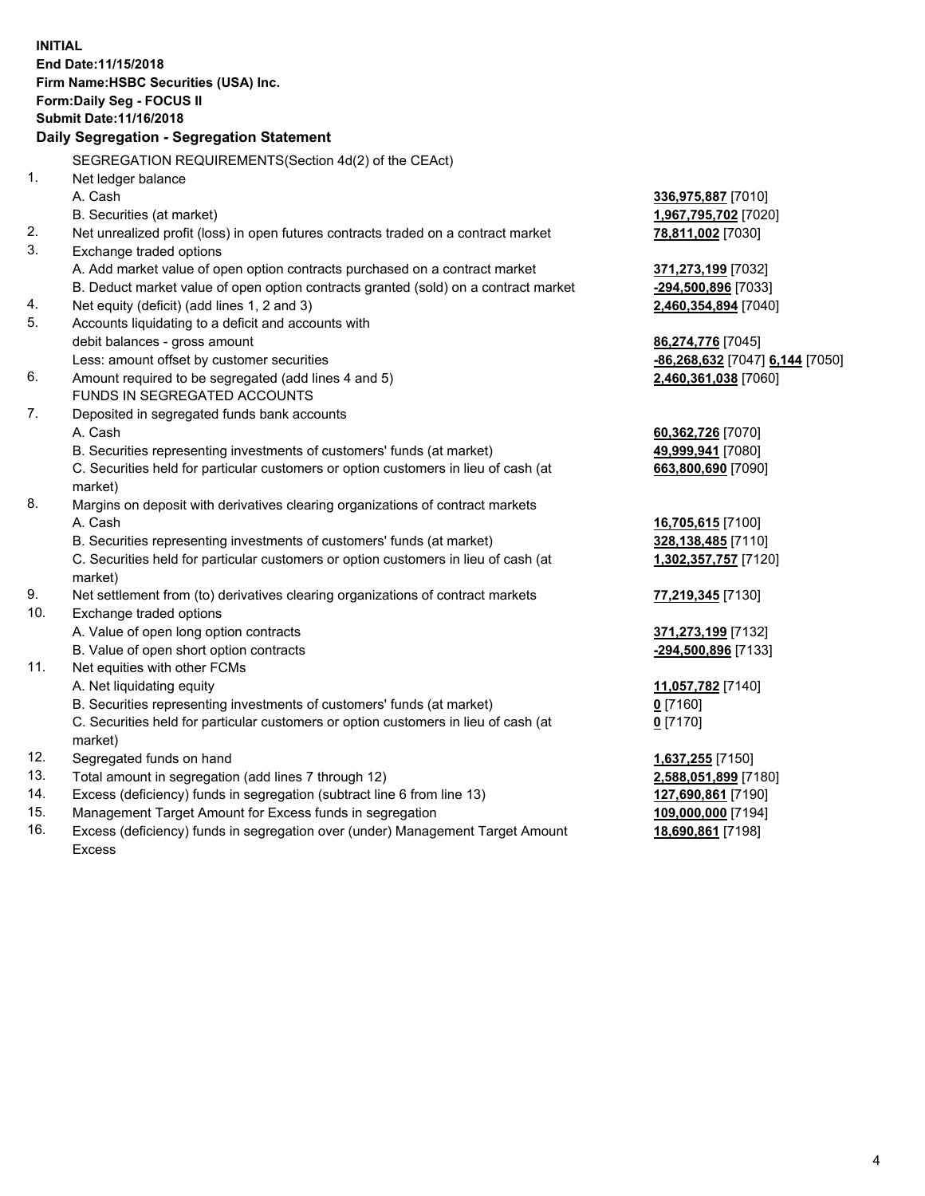**INITIAL**
**End Date:11/15/2018**
**Firm Name:HSBC Securities (USA) Inc.**
**Form:Daily Seg - FOCUS II**
**Submit Date:11/16/2018**

## Daily Segregation - Segregation Statement

| | SEGREGATION REQUIREMENTS(Section 4d(2) of the CEAct) | |
|---|---|---|
| 1. | Net ledger balance | |
| | A. Cash | **336,975,887** [7010] |
| | B. Securities (at market) | **1,967,795,702** [7020] |
| 2. | Net unrealized profit (loss) in open futures contracts traded on a contract market | **78,811,002** [7030] |
| 3. | Exchange traded options | |
| | A. Add market value of open option contracts purchased on a contract market | **371,273,199** [7032] |
| | B. Deduct market value of open option contracts granted (sold) on a contract market | **-294,500,896** [7033] |
| 4. | Net equity (deficit) (add lines 1, 2 and 3) | **2,460,354,894** [7040] |
| 5. | Accounts liquidating to a deficit and accounts with debit balances - gross amount | **86,274,776** [7045] |
| | Less: amount offset by customer securities | **-86,268,632** [7047] **6,144** [7050] |
| 6. | Amount required to be segregated (add lines 4 and 5) | **2,460,361,038** [7060] |
| | FUNDS IN SEGREGATED ACCOUNTS | |
| 7. | Deposited in segregated funds bank accounts | |
| | A. Cash | **60,362,726** [7070] |
| | B. Securities representing investments of customers' funds (at market) | **49,999,941** [7080] |
| | C. Securities held for particular customers or option customers in lieu of cash (at market) | **663,800,690** [7090] |
| 8. | Margins on deposit with derivatives clearing organizations of contract markets | |
| | A. Cash | **16,705,615** [7100] |
| | B. Securities representing investments of customers' funds (at market) | **328,138,485** [7110] |
| | C. Securities held for particular customers or option customers in lieu of cash (at market) | **1,302,357,757** [7120] |
| 9. | Net settlement from (to) derivatives clearing organizations of contract markets | **77,219,345** [7130] |
| 10. | Exchange traded options | |
| | A. Value of open long option contracts | **371,273,199** [7132] |
| | B. Value of open short option contracts | **-294,500,896** [7133] |
| 11. | Net equities with other FCMs | |
| | A. Net liquidating equity | **11,057,782** [7140] |
| | B. Securities representing investments of customers' funds (at market) | **0** [7160] |
| | C. Securities held for particular customers or option customers in lieu of cash (at market) | **0** [7170] |
| 12. | Segregated funds on hand | **1,637,255** [7150] |
| 13. | Total amount in segregation (add lines 7 through 12) | **2,588,051,899** [7180] |
| 14. | Excess (deficiency) funds in segregation (subtract line 6 from line 13) | **127,690,861** [7190] |
| 15. | Management Target Amount for Excess funds in segregation | **109,000,000** [7194] |
| 16. | Excess (deficiency) funds in segregation over (under) Management Target Amount Excess | **18,690,861** [7198] |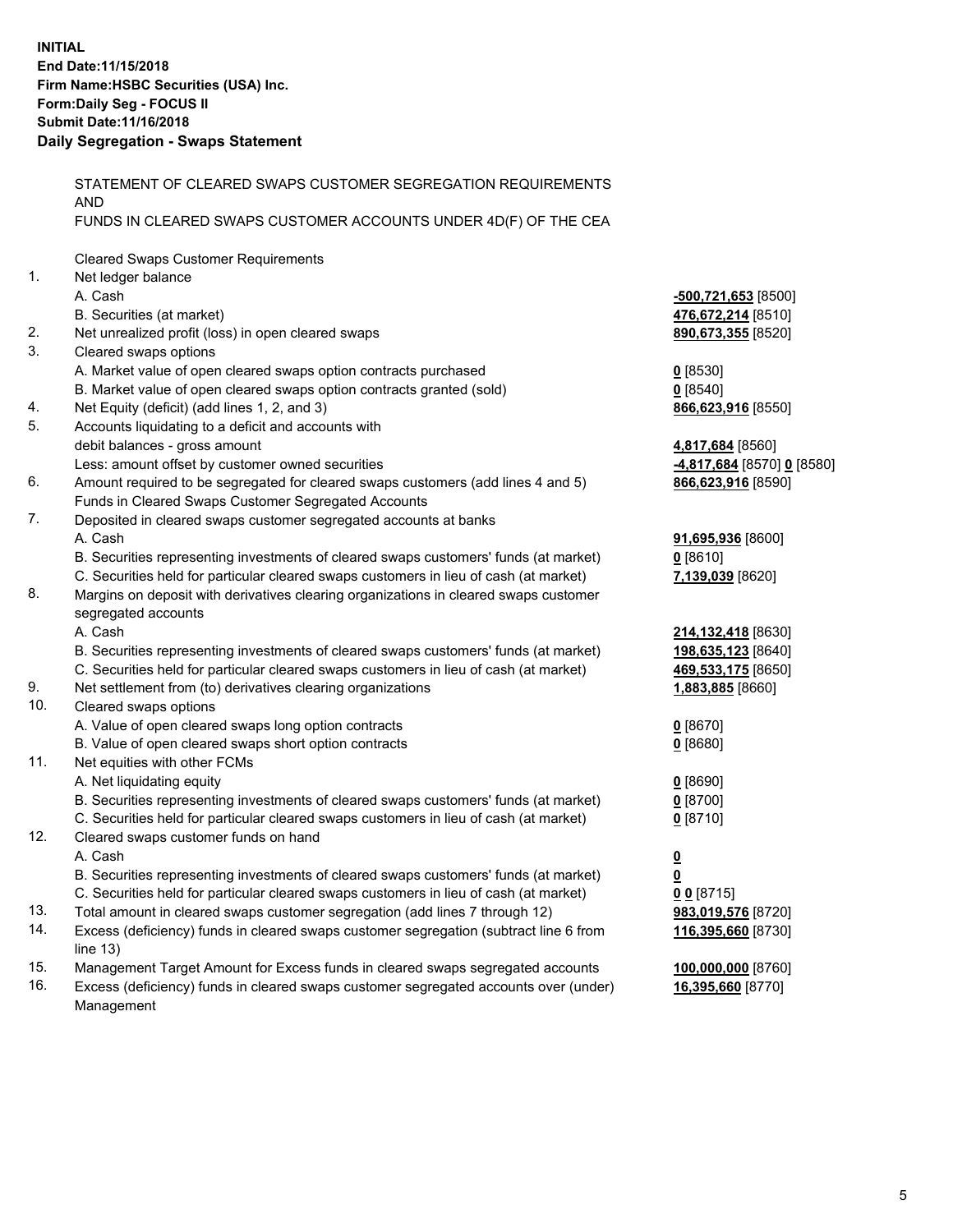**INITIAL**
**End Date:11/15/2018**
**Firm Name:HSBC Securities (USA) Inc.**
**Form:Daily Seg - FOCUS II**
**Submit Date:11/16/2018**
**Daily Segregation - Swaps Statement**

STATEMENT OF CLEARED SWAPS CUSTOMER SEGREGATION REQUIREMENTS AND FUNDS IN CLEARED SWAPS CUSTOMER ACCOUNTS UNDER 4D(F) OF THE CEA

| | | |
|---|---|---|
| | Cleared Swaps Customer Requirements | |
| 1. | Net ledger balance | |
| | A. Cash | **-500,721,653** [8500] |
| | B. Securities (at market) | **476,672,214** [8510] |
| 2. | Net unrealized profit (loss) in open cleared swaps | **890,673,355** [8520] |
| 3. | Cleared swaps options | |
| | A. Market value of open cleared swaps option contracts purchased | **0** [8530] |
| | B. Market value of open cleared swaps option contracts granted (sold) | **0** [8540] |
| 4. | Net Equity (deficit) (add lines 1, 2, and 3) | **866,623,916** [8550] |
| 5. | Accounts liquidating to a deficit and accounts with debit balances - gross amount | **4,817,684** [8560] |
| | Less: amount offset by customer owned securities | **-4,817,684** [8570] **0** [8580] |
| 6. | Amount required to be segregated for cleared swaps customers (add lines 4 and 5) | **866,623,916** [8590] |
| | Funds in Cleared Swaps Customer Segregated Accounts | |
| 7. | Deposited in cleared swaps customer segregated accounts at banks | |
| | A. Cash | **91,695,936** [8600] |
| | B. Securities representing investments of cleared swaps customers' funds (at market) | **0** [8610] |
| | C. Securities held for particular cleared swaps customers in lieu of cash (at market) | **7,139,039** [8620] |
| 8. | Margins on deposit with derivatives clearing organizations in cleared swaps customer segregated accounts | |
| | A. Cash | **214,132,418** [8630] |
| | B. Securities representing investments of cleared swaps customers' funds (at market) | **198,635,123** [8640] |
| | C. Securities held for particular cleared swaps customers in lieu of cash (at market) | **469,533,175** [8650] |
| 9. | Net settlement from (to) derivatives clearing organizations | **1,883,885** [8660] |
| 10. | Cleared swaps options | |
| | A. Value of open cleared swaps long option contracts | **0** [8670] |
| | B. Value of open cleared swaps short option contracts | **0** [8680] |
| 11. | Net equities with other FCMs | |
| | A. Net liquidating equity | **0** [8690] |
| | B. Securities representing investments of cleared swaps customers' funds (at market) | **0** [8700] |
| | C. Securities held for particular cleared swaps customers in lieu of cash (at market) | **0** [8710] |
| 12. | Cleared swaps customer funds on hand | |
| | A. Cash | **0** |
| | B. Securities representing investments of cleared swaps customers' funds (at market) | **0** |
| | C. Securities held for particular cleared swaps customers in lieu of cash (at market) | **0** **0** [8715] |
| 13. | Total amount in cleared swaps customer segregation (add lines 7 through 12) | **983,019,576** [8720] |
| 14. | Excess (deficiency) funds in cleared swaps customer segregation (subtract line 6 from line 13) | **116,395,660** [8730] |
| 15. | Management Target Amount for Excess funds in cleared swaps segregated accounts | **100,000,000** [8760] |
| 16. | Excess (deficiency) funds in cleared swaps customer segregated accounts over (under) Management | **16,395,660** [8770] |